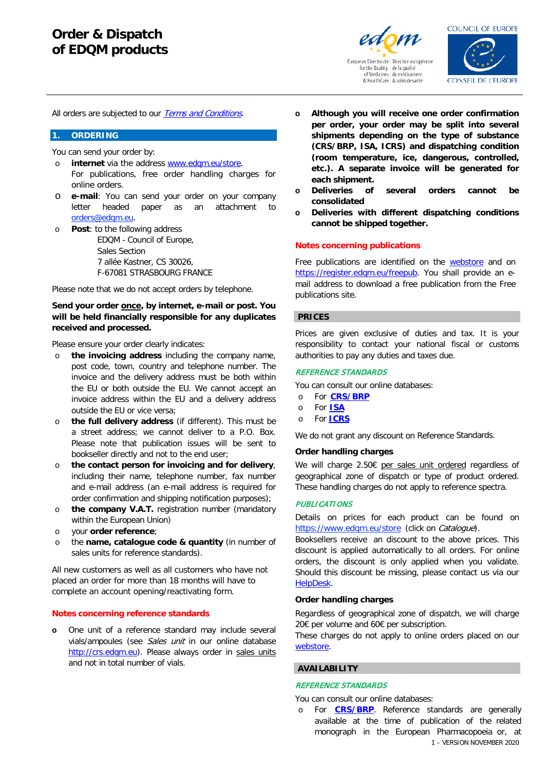# Order & Dispatch of EDQM products

All orders are subjected to our *Terms and Conditions*.

## 1. ORDERING

You can send your order by:

- **internet** via the address www.edqm.eu/store.
  For publications, free order handling charges for online orders.
- **e-mail**: You can send your order on your company letter headed paper as an attachment to orders@edqm.eu.
- **Post**: to the following address
  EDQM - Council of Europe,
  Sales Section
  7 allée Kastner, CS 30026,
  F-67081 STRASBOURG FRANCE

Please note that we do not accept orders by telephone.

**Send your order once, by internet, e-mail or post. You will be held financially responsible for any duplicates received and processed.**

Please ensure your order clearly indicates:

- **the invoicing address** including the company name, post code, town, country and telephone number. The invoice and the delivery address must be both within the EU or both outside the EU. We cannot accept an invoice address within the EU and a delivery address outside the EU or vice versa;
- **the full delivery address** (if different). This must be a street address; we cannot deliver to a P.O. Box. Please note that publication issues will be sent to bookseller directly and not to the end user;
- **the contact person for invoicing and for delivery**, including their name, telephone number, fax number and e-mail address (an e-mail address is required for order confirmation and shipping notification purposes);
- **the company V.A.T.** registration number (mandatory within the European Union)
- your **order reference**;
- the **name, catalogue code & quantity** (in number of sales units for reference standards).

All new customers as well as all customers who have not placed an order for more than 18 months will have to complete an account opening/reactivating form.

### Notes concerning reference standards

- One unit of a reference standard may include several vials/ampoules (see *Sales unit* in our online database http://crs.edqm.eu). Please always order in sales units and not in total number of vials.
- **Although you will receive one order confirmation per order, your order may be split into several shipments depending on the type of substance (CRS/BRP, ISA, ICRS) and dispatching condition (room temperature, ice, dangerous, controlled, etc.). A separate invoice will be generated for each shipment.**
- **Deliveries of several orders cannot be consolidated**
- **Deliveries with different dispatching conditions cannot be shipped together.**

### Notes concerning publications

Free publications are identified on the webstore and on https://register.edqm.eu/freepub. You shall provide an e-mail address to download a free publication from the Free publications site.

## PRICES

Prices are given exclusive of duties and tax. It is your responsibility to contact your national fiscal or customs authorities to pay any duties and taxes due.

### *REFERENCE STANDARDS*

You can consult our online databases:

- For **CRS/BRP**
- For **ISA**
- For **ICRS**

We do not grant any discount on Reference Standards.

**Order handling charges**

We will charge 2.50€ per sales unit ordered regardless of geographical zone of dispatch or type of product ordered. These handling charges do not apply to reference spectra.

### *PUBLICATIONS*

Details on prices for each product can be found on https://www.edqm.eu/store (click on *Catalogue*).
Booksellers receive an discount to the above prices. This discount is applied automatically to all orders. For online orders, the discount is only applied when you validate. Should this discount be missing, please contact us via our HelpDesk.

**Order handling charges**

Regardless of geographical zone of dispatch, we will charge 20€ per volume and 60€ per subscription.
These charges do not apply to online orders placed on our webstore.

## AVAILABILITY

### *REFERENCE STANDARDS*

You can consult our online databases:

- For **CRS/BRP**. Reference standards are generally available at the time of publication of the related monograph in the European Pharmacopoeia or, at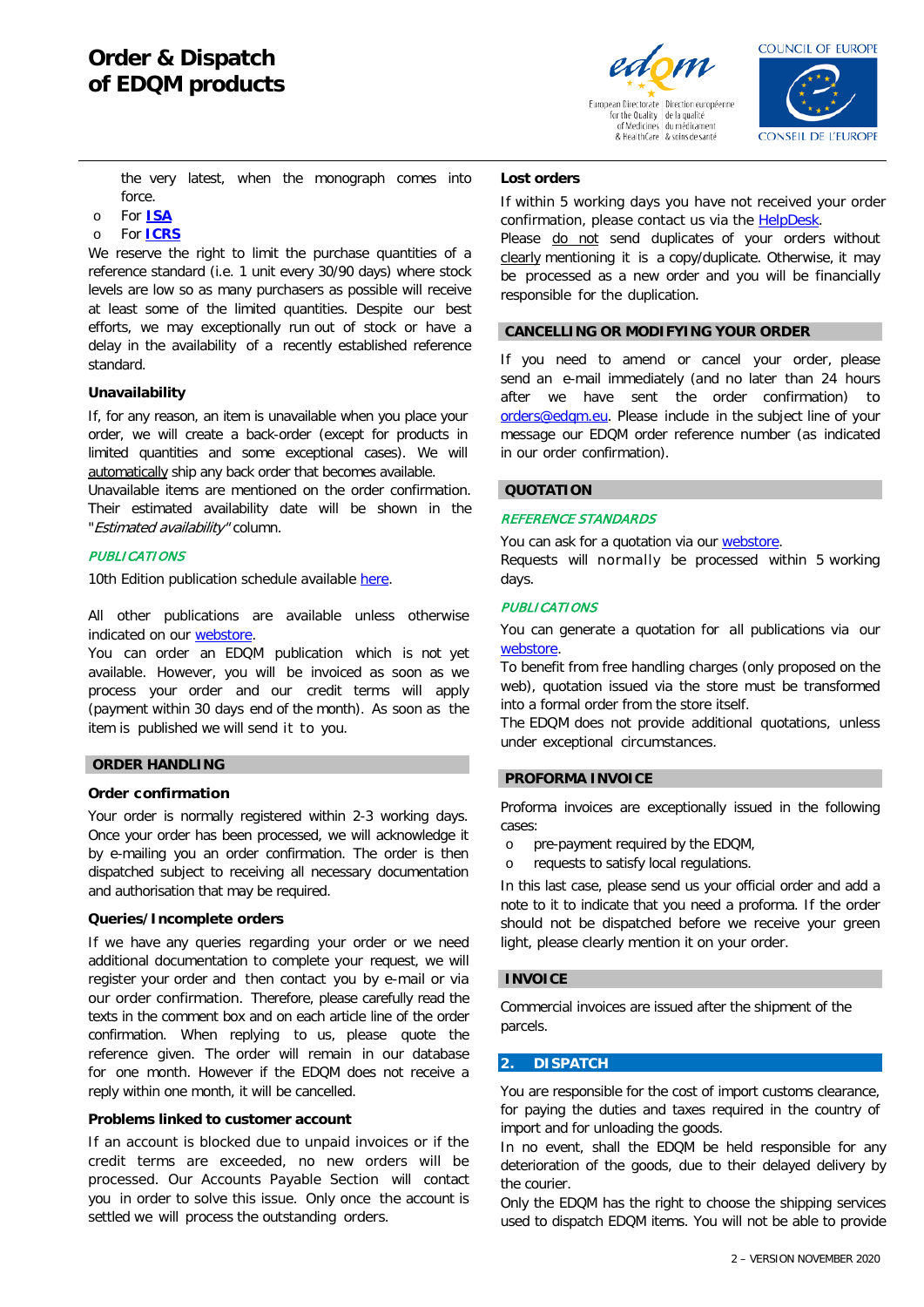the very latest, when the monograph comes into force.

- For **ISA**
- For **ICRS**

We reserve the right to limit the purchase quantities of a reference standard (i.e. 1 unit every 30/90 days) where stock levels are low so as many purchasers as possible will receive at least some of the limited quantities. Despite our best efforts, we may exceptionally run out of stock or have a delay in the availability of a recently established reference standard.

### Unavailability

If, for any reason, an item is unavailable when you place your order, we will create a back-order (except for products in limited quantities and some exceptional cases). We will automatically ship any back order that becomes available.
Unavailable items are mentioned on the order confirmation. Their estimated availability date will be shown in the "*Estimated availability*" column.

#### *PUBLICATIONS*

10th Edition publication schedule available here.

All other publications are available unless otherwise indicated on our webstore.
You can order an EDQM publication which is not yet available. However, you will be invoiced as soon as we process your order and our credit terms will apply (payment within 30 days end of the month). As soon as the item is published we will send it to you.

## ORDER HANDLING

### Order confirmation

Your order is normally registered within 2-3 working days. Once your order has been processed, we will acknowledge it by e-mailing you an order confirmation. The order is then dispatched subject to receiving all necessary documentation and authorisation that may be required.

### Queries/Incomplete orders

If we have any queries regarding your order or we need additional documentation to complete your request, we will register your order and then contact you by e-mail or via our order confirmation. Therefore, please carefully read the texts in the comment box and on each article line of the order confirmation. When replying to us, please quote the reference given. The order will remain in our database for one month. However if the EDQM does not receive a reply within one month, it will be cancelled.

### Problems linked to customer account

If an account is blocked due to unpaid invoices or if the credit terms are exceeded, no new orders will be processed. Our Accounts Payable Section will contact you in order to solve this issue. Only once the account is settled we will process the outstanding orders.

### Lost orders

If within 5 working days you have not received your order confirmation, please contact us via the HelpDesk.
Please do not send duplicates of your orders without clearly mentioning it is a copy/duplicate. Otherwise, it may be processed as a new order and you will be financially responsible for the duplication.

## CANCELLING OR MODIFYING YOUR ORDER

If you need to amend or cancel your order, please send an e-mail immediately (and no later than 24 hours after we have sent the order confirmation) to orders@edqm.eu. Please include in the subject line of your message our EDQM order reference number (as indicated in our order confirmation).

## QUOTATION

#### *REFERENCE STANDARDS*

You can ask for a quotation via our webstore.
Requests will normally be processed within 5 working days.

#### *PUBLICATIONS*

You can generate a quotation for all publications via our webstore.
To benefit from free handling charges (only proposed on the web), quotation issued via the store must be transformed into a formal order from the store itself.
The EDQM does not provide additional quotations, unless under exceptional circumstances.

## PROFORMA INVOICE

Proforma invoices are exceptionally issued in the following cases:

- pre-payment required by the EDQM,
- requests to satisfy local regulations.

In this last case, please send us your official order and add a note to it to indicate that you need a proforma. If the order should not be dispatched before we receive your green light, please clearly mention it on your order.

## INVOICE

Commercial invoices are issued after the shipment of the parcels.

## 2. DISPATCH

You are responsible for the cost of import customs clearance, for paying the duties and taxes required in the country of import and for unloading the goods.
In no event, shall the EDQM be held responsible for any deterioration of the goods, due to their delayed delivery by the courier.
Only the EDQM has the right to choose the shipping services used to dispatch EDQM items. You will not be able to provide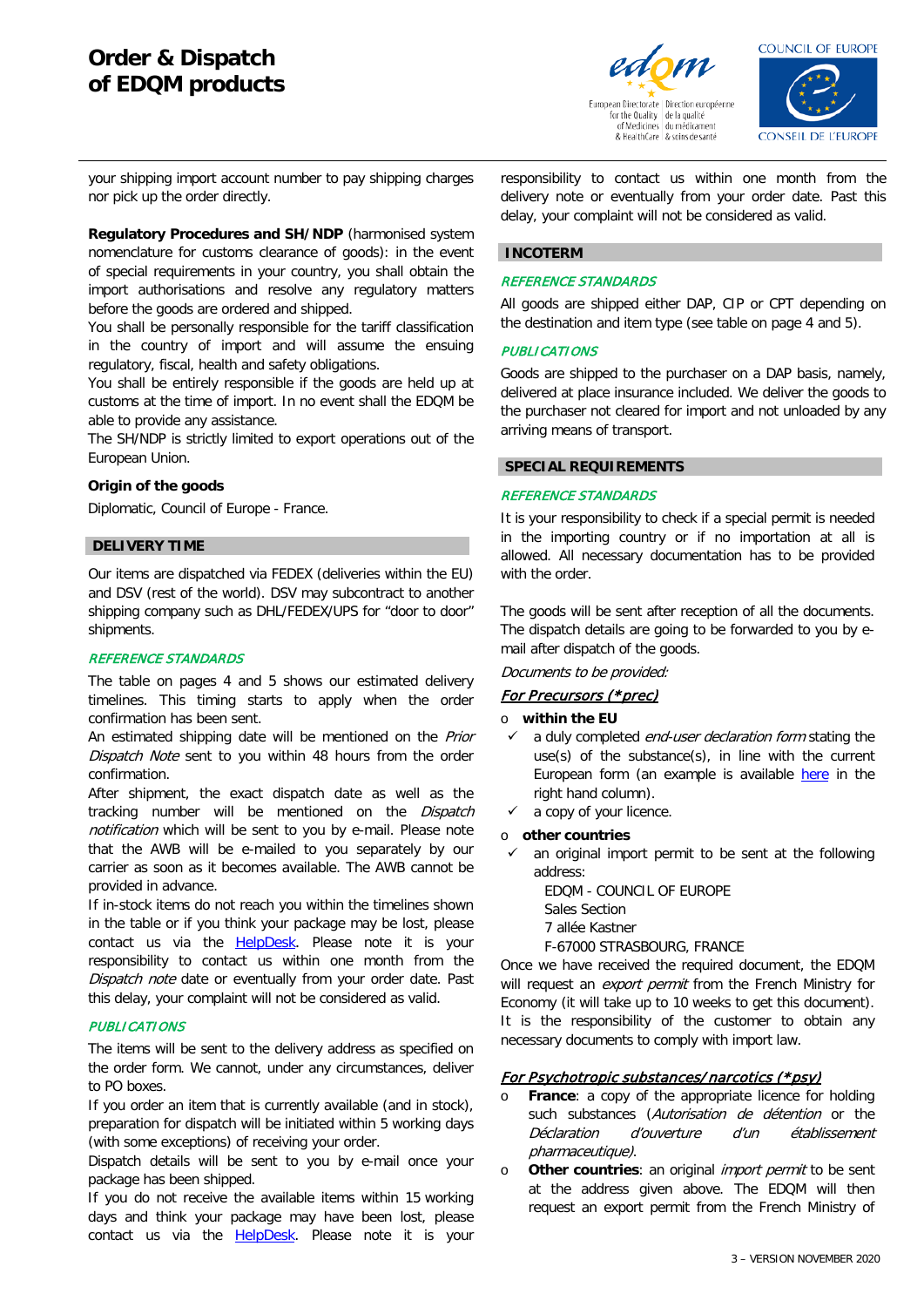your shipping import account number to pay shipping charges nor pick up the order directly.

**Regulatory Procedures and SH/NDP** (harmonised system nomenclature for customs clearance of goods): in the event of special requirements in your country, you shall obtain the import authorisations and resolve any regulatory matters before the goods are ordered and shipped.
You shall be personally responsible for the tariff classification in the country of import and will assume the ensuing regulatory, fiscal, health and safety obligations.
You shall be entirely responsible if the goods are held up at customs at the time of import. In no event shall the EDQM be able to provide any assistance.
The SH/NDP is strictly limited to export operations out of the European Union.

**Origin of the goods**

Diplomatic, Council of Europe - France.

## DELIVERY TIME

Our items are dispatched via FEDEX (deliveries within the EU) and DSV (rest of the world). DSV may subcontract to another shipping company such as DHL/FEDEX/UPS for "door to door" shipments.

### *REFERENCE STANDARDS*

The table on pages 4 and 5 shows our estimated delivery timelines. This timing starts to apply when the order confirmation has been sent.
An estimated shipping date will be mentioned on the *Prior Dispatch Note* sent to you within 48 hours from the order confirmation.
After shipment, the exact dispatch date as well as the tracking number will be mentioned on the *Dispatch notification* which will be sent to you by e-mail. Please note that the AWB will be e-mailed to you separately by our carrier as soon as it becomes available. The AWB cannot be provided in advance.
If in-stock items do not reach you within the timelines shown in the table or if you think your package may be lost, please contact us via the HelpDesk. Please note it is your responsibility to contact us within one month from the *Dispatch note* date or eventually from your order date. Past this delay, your complaint will not be considered as valid.

### *PUBLICATIONS*

The items will be sent to the delivery address as specified on the order form. We cannot, under any circumstances, deliver to PO boxes.
If you order an item that is currently available (and in stock), preparation for dispatch will be initiated within 5 working days (with some exceptions) of receiving your order.
Dispatch details will be sent to you by e-mail once your package has been shipped.
If you do not receive the available items within 15 working days and think your package may have been lost, please contact us via the HelpDesk. Please note it is your responsibility to contact us within one month from the delivery note or eventually from your order date. Past this delay, your complaint will not be considered as valid.

## INCOTERM

### *REFERENCE STANDARDS*

All goods are shipped either DAP, CIP or CPT depending on the destination and item type (see table on page 4 and 5).

### *PUBLICATIONS*

Goods are shipped to the purchaser on a DAP basis, namely, delivered at place insurance included. We deliver the goods to the purchaser not cleared for import and not unloaded by any arriving means of transport.

## SPECIAL REQUIREMENTS

### *REFERENCE STANDARDS*

It is your responsibility to check if a special permit is needed in the importing country or if no importation at all is allowed. All necessary documentation has to be provided with the order.

The goods will be sent after reception of all the documents. The dispatch details are going to be forwarded to you by e-mail after dispatch of the goods.

*Documents to be provided:*

***For Precursors (*prec)***

- **within the EU**
  - ✓ a duly completed *end-user declaration form* stating the use(s) of the substance(s), in line with the current European form (an example is available here in the right hand column).
  - ✓ a copy of your licence.
- **other countries**
  - ✓ an original import permit to be sent at the following address:
    EDQM - COUNCIL OF EUROPE
    Sales Section
    7 allée Kastner
    F-67000 STRASBOURG, FRANCE

Once we have received the required document, the EDQM will request an *export permit* from the French Ministry for Economy (it will take up to 10 weeks to get this document). It is the responsibility of the customer to obtain any necessary documents to comply with import law.

***For Psychotropic substances/narcotics (*psy)***

- **France**: a copy of the appropriate licence for holding such substances (*Autorisation de détention* or the *Déclaration d'ouverture d'un établissement pharmaceutique)*.
- **Other countries**: an original *import permit* to be sent at the address given above. The EDQM will then request an export permit from the French Ministry of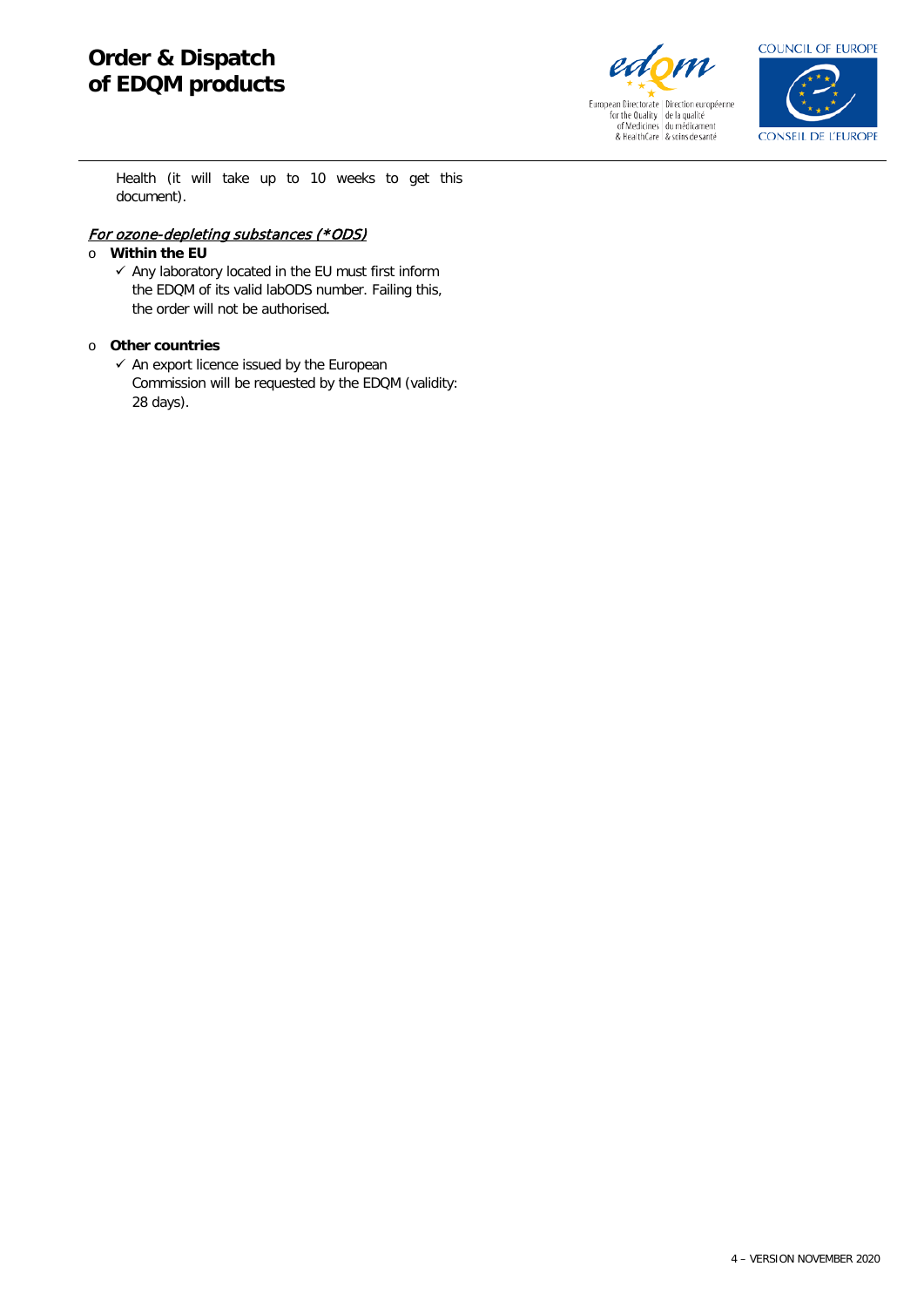Health (it will take up to 10 weeks to get this document).

*__For ozone-depleting substances (*ODS)__*

- **Within the EU**
  - ✓ Any laboratory located in the EU must first inform the EDQM of its valid labODS number. Failing this, the order will not be authorised.

- **Other countries**
  - ✓ An export licence issued by the European Commission will be requested by the EDQM (validity: 28 days).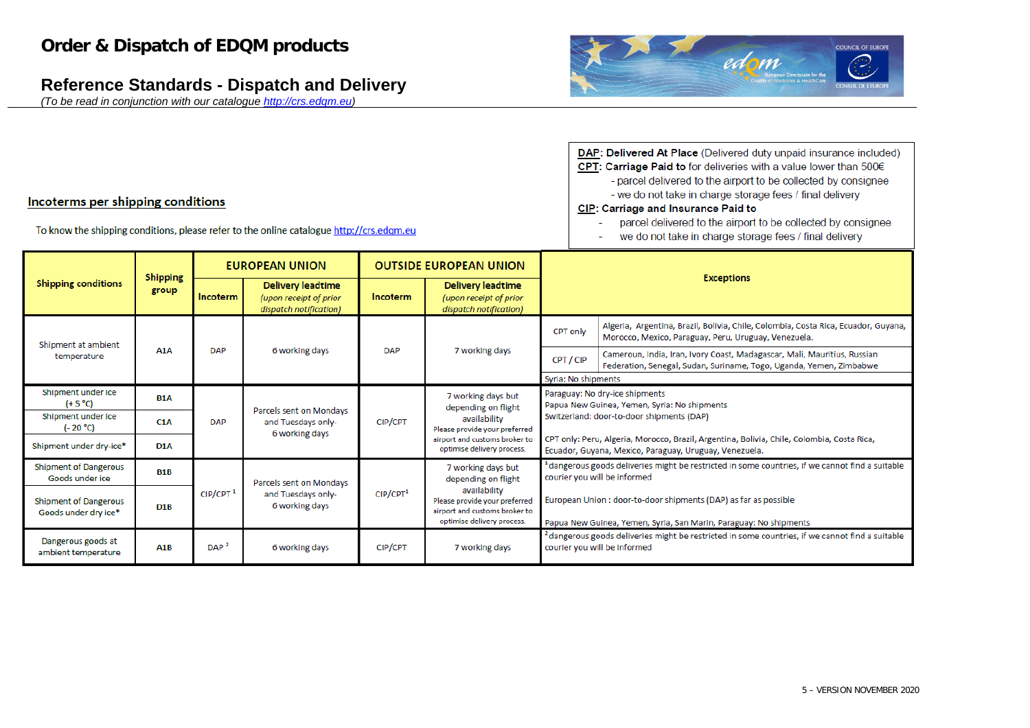# Order & Dispatch of EDQM products

## Reference Standards - Dispatch and Delivery

*(To be read in conjunction with our catalogue http://crs.edqm.eu)*

**DAP**: **Delivered At Place** (Delivered duty unpaid insurance included)
**CPT**: **Carriage Paid to** for deliveries with a value lower than 500€
- parcel delivered to the airport to be collected by consignee
- we do not take in charge storage fees / final delivery

**CIP**: **Carriage and Insurance Paid to**
- parcel delivered to the airport to be collected by consignee
- we do not take in charge storage fees / final delivery

### Incoterms per shipping conditions

To know the shipping conditions, please refer to the online catalogue http://crs.edqm.eu

| Shipping conditions | Shipping group | EUROPEAN UNION | | OUTSIDE EUROPEAN UNION | | Exceptions |
|---|---|---|---|---|---|---|
| | | Incoterm | Delivery leadtime *(upon receipt of prior dispatch notification)* | Incoterm | Delivery leadtime *(upon receipt of prior dispatch notification)* | |
| Shipment at ambient temperature | A1A | DAP | 6 working days | DAP | 7 working days | CPT only: Algeria, Argentina, Brazil, Bolivia, Chile, Colombia, Costa Rica, Ecuador, Guyana, Morocco, Mexico, Paraguay, Peru, Uruguay, Venezuela.<br>CPT / CIP: Cameroun, India, Iran, Ivory Coast, Madagascar, Mali, Mauritius, Russian Federation, Senegal, Sudan, Suriname, Togo, Uganda, Yemen, Zimbabwe<br>Syria: No shipments |
| Shipment under ice (+ 5 °C) | B1A | DAP | Parcels sent on Mondays and Tuesdays only- 6 working days | CIP/CPT | 7 working days but depending on flight availability. Please provide your preferred airport and customs broker to optimise delivery process. | Paraguay: No dry-ice shipments<br>Papua New Guinea, Yemen, Syria: No shipments<br>Switzerland: door-to-door shipments (DAP)<br>CPT only: Peru, Algeria, Morocco, Brazil, Argentina, Bolivia, Chile, Colombia, Costa Rica, Ecuador, Guyana, Mexico, Paraguay, Uruguay, Venezuela. |
| Shipment under ice (- 20 °C) | C1A | | | | | |
| Shipment under dry-ice* | D1A | | | | | |
| Shipment of Dangerous Goods under ice | B1B | CIP/CPT [1] | Parcels sent on Mondays and Tuesdays only- 6 working days | CIP/CPT[1] | 7 working days but depending on flight availability. Please provide your preferred airport and customs broker to optimise delivery process. | [1] dangerous goods deliveries might be restricted in some countries, if we cannot find a suitable courier you will be informed<br>European Union : door-to-door shipments (DAP) as far as possible<br>Papua New Guinea, Yemen, Syria, San Marin, Paraguay: No shipments |
| Shipment of Dangerous Goods under dry ice* | D1B | | | | | |
| Dangerous goods at ambient temperature | A1B | DAP [2] | 6 working days | CIP/CPT | 7 working days | [2] dangerous goods deliveries might be restricted in some countries, if we cannot find a suitable courier you will be informed |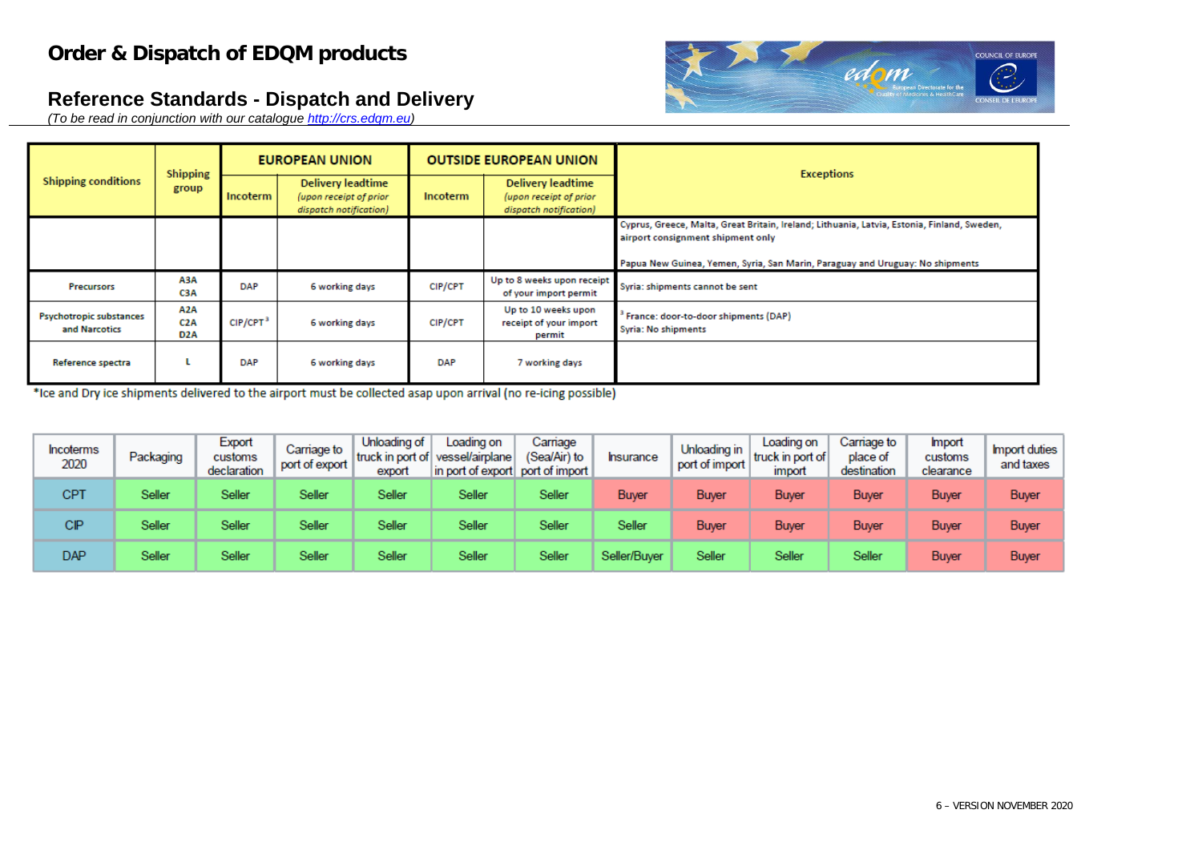# Order & Dispatch of EDQM products

## Reference Standards - Dispatch and Delivery

*(To be read in conjunction with our catalogue http://crs.edqm.eu)*

| Shipping conditions | Shipping group | EUROPEAN UNION | | OUTSIDE EUROPEAN UNION | | Exceptions |
|---|---|---|---|---|---|---|
| | | Incoterm | Delivery leadtime *(upon receipt of prior dispatch notification)* | Incoterm | Delivery leadtime *(upon receipt of prior dispatch notification)* | |
| | | | | | | Cyprus, Greece, Malta, Great Britain, Ireland; Lithuania, Latvia, Estonia, Finland, Sweden, airport consignment shipment only<br>Papua New Guinea, Yemen, Syria, San Marin, Paraguay and Uruguay: No shipments |
| Precursors | A3A<br>C3A | DAP | 6 working days | CIP/CPT | Up to 8 weeks upon receipt of your import permit | Syria: shipments cannot be sent |
| Psychotropic substances and Narcotics | A2A<br>C2A<br>D2A | CIP/CPT[3] | 6 working days | CIP/CPT | Up to 10 weeks upon receipt of your import permit | [3] France: door-to-door shipments (DAP)<br>Syria: No shipments |
| Reference spectra | L | DAP | 6 working days | DAP | 7 working days | |

*Ice and Dry ice shipments delivered to the airport must be collected asap upon arrival (no re-icing possible)

| Incoterms 2020 | Packaging | Export customs declaration | Carriage to port of export | Unloading of truck in port of export | Loading on vessel/airplane in port of export | Carriage (Sea/Air) to port of import | Insurance | Unloading in port of import | Loading on truck in port of import | Carriage to place of destination | Import customs clearance | Import duties and taxes |
|---|---|---|---|---|---|---|---|---|---|---|---|---|
| CPT | Seller | Seller | Seller | Seller | Seller | Seller | Buyer | Buyer | Buyer | Buyer | Buyer | Buyer |
| CIP | Seller | Seller | Seller | Seller | Seller | Seller | Seller | Buyer | Buyer | Buyer | Buyer | Buyer |
| DAP | Seller | Seller | Seller | Seller | Seller | Seller | Seller/Buyer | Seller | Seller | Seller | Buyer | Buyer |